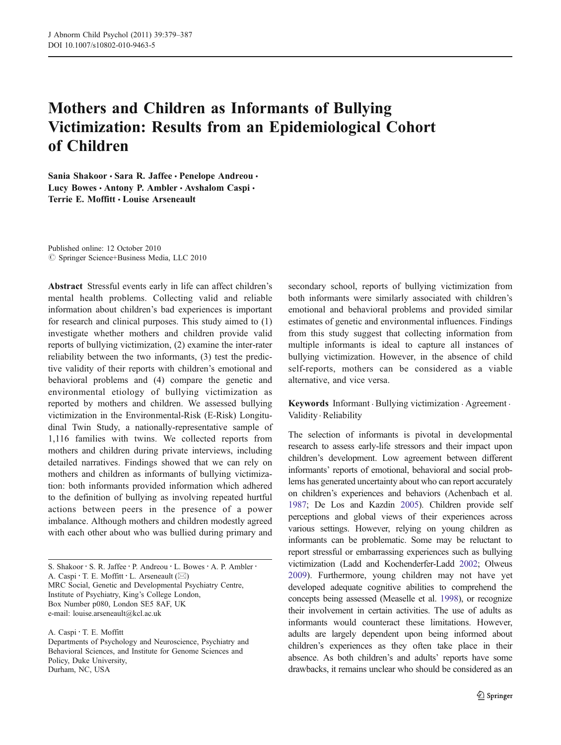# Mothers and Children as Informants of Bullying Victimization: Results from an Epidemiological Cohort of Children

**Sania Shakoor · Sara R. Jaffee · Penelope Andreou · Lucy Bowes · Antony P. Ambler · Avshalom Caspi · Terrie E. Moffitt · Louise Arseneault**

Published online: 12 October 2010
© Springer Science+Business Media, LLC 2010

**Abstract** Stressful events early in life can affect children's mental health problems. Collecting valid and reliable information about children's bad experiences is important for research and clinical purposes. This study aimed to (1) investigate whether mothers and children provide valid reports of bullying victimization, (2) examine the inter-rater reliability between the two informants, (3) test the predictive validity of their reports with children's emotional and behavioral problems and (4) compare the genetic and environmental etiology of bullying victimization as reported by mothers and children. We assessed bullying victimization in the Environmental-Risk (E-Risk) Longitudinal Twin Study, a nationally-representative sample of 1,116 families with twins. We collected reports from mothers and children during private interviews, including detailed narratives. Findings showed that we can rely on mothers and children as informants of bullying victimization: both informants provided information which adhered to the definition of bullying as involving repeated hurtful actions between peers in the presence of a power imbalance. Although mothers and children modestly agreed with each other about who was bullied during primary and secondary school, reports of bullying victimization from both informants were similarly associated with children's emotional and behavioral problems and provided similar estimates of genetic and environmental influences. Findings from this study suggest that collecting information from multiple informants is ideal to capture all instances of bullying victimization. However, in the absence of child self-reports, mothers can be considered as a viable alternative, and vice versa.

**Keywords** Informant · Bullying victimization · Agreement · Validity · Reliability

S. Shakoor · S. R. Jaffee · P. Andreou · L. Bowes · A. P. Ambler · A. Caspi · T. E. Moffitt · L. Arseneault (✉)
MRC Social, Genetic and Developmental Psychiatry Centre, Institute of Psychiatry, King's College London, Box Number p080, London SE5 8AF, UK
e-mail: louise.arseneault@kcl.ac.uk

A. Caspi · T. E. Moffitt
Departments of Psychology and Neuroscience, Psychiatry and Behavioral Sciences, and Institute for Genome Sciences and Policy, Duke University, Durham, NC, USA

The selection of informants is pivotal in developmental research to assess early-life stressors and their impact upon children's development. Low agreement between different informants' reports of emotional, behavioral and social problems has generated uncertainty about who can report accurately on children's experiences and behaviors (Achenbach et al. 1987; De Los and Kazdin 2005). Children provide self perceptions and global views of their experiences across various settings. However, relying on young children as informants can be problematic. Some may be reluctant to report stressful or embarrassing experiences such as bullying victimization (Ladd and Kochenderfer-Ladd 2002; Olweus 2009). Furthermore, young children may not have yet developed adequate cognitive abilities to comprehend the concepts being assessed (Measelle et al. 1998), or recognize their involvement in certain activities. The use of adults as informants would counteract these limitations. However, adults are largely dependent upon being informed about children's experiences as they often take place in their absence. As both children's and adults' reports have some drawbacks, it remains unclear who should be considered as an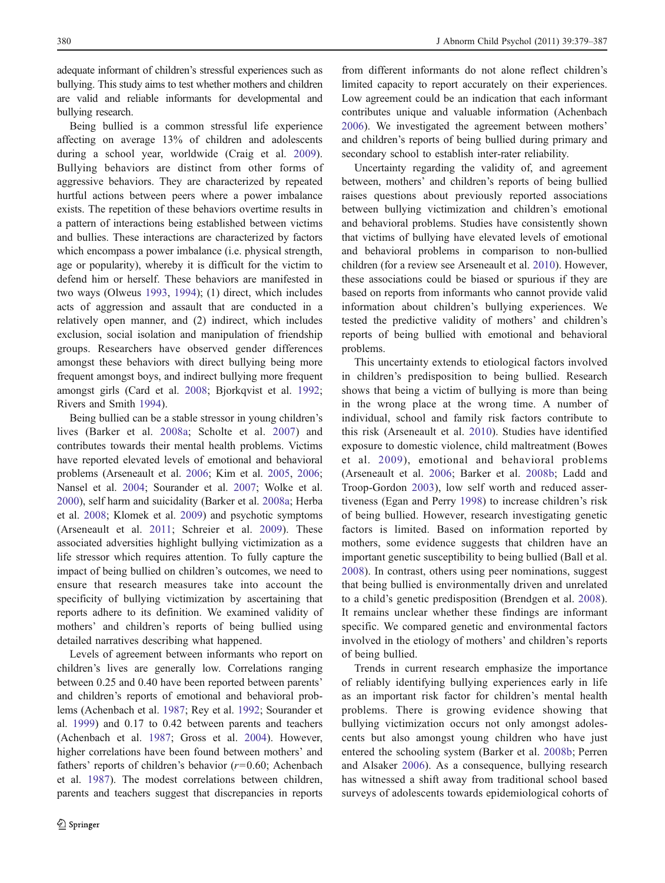adequate informant of children's stressful experiences such as bullying. This study aims to test whether mothers and children are valid and reliable informants for developmental and bullying research.

Being bullied is a common stressful life experience affecting on average 13% of children and adolescents during a school year, worldwide (Craig et al. 2009). Bullying behaviors are distinct from other forms of aggressive behaviors. They are characterized by repeated hurtful actions between peers where a power imbalance exists. The repetition of these behaviors overtime results in a pattern of interactions being established between victims and bullies. These interactions are characterized by factors which encompass a power imbalance (i.e. physical strength, age or popularity), whereby it is difficult for the victim to defend him or herself. These behaviors are manifested in two ways (Olweus 1993, 1994); (1) direct, which includes acts of aggression and assault that are conducted in a relatively open manner, and (2) indirect, which includes exclusion, social isolation and manipulation of friendship groups. Researchers have observed gender differences amongst these behaviors with direct bullying being more frequent amongst boys, and indirect bullying more frequent amongst girls (Card et al. 2008; Bjorkqvist et al. 1992; Rivers and Smith 1994).

Being bullied can be a stable stressor in young children's lives (Barker et al. 2008a; Scholte et al. 2007) and contributes towards their mental health problems. Victims have reported elevated levels of emotional and behavioral problems (Arseneault et al. 2006; Kim et al. 2005, 2006; Nansel et al. 2004; Sourander et al. 2007; Wolke et al. 2000), self harm and suicidality (Barker et al. 2008a; Herba et al. 2008; Klomek et al. 2009) and psychotic symptoms (Arseneault et al. 2011; Schreier et al. 2009). These associated adversities highlight bullying victimization as a life stressor which requires attention. To fully capture the impact of being bullied on children's outcomes, we need to ensure that research measures take into account the specificity of bullying victimization by ascertaining that reports adhere to its definition. We examined validity of mothers' and children's reports of being bullied using detailed narratives describing what happened.

Levels of agreement between informants who report on children's lives are generally low. Correlations ranging between 0.25 and 0.40 have been reported between parents' and children's reports of emotional and behavioral problems (Achenbach et al. 1987; Rey et al. 1992; Sourander et al. 1999) and 0.17 to 0.42 between parents and teachers (Achenbach et al. 1987; Gross et al. 2004). However, higher correlations have been found between mothers' and fathers' reports of children's behavior ($r=0.60$; Achenbach et al. 1987). The modest correlations between children, parents and teachers suggest that discrepancies in reports from different informants do not alone reflect children's limited capacity to report accurately on their experiences. Low agreement could be an indication that each informant contributes unique and valuable information (Achenbach 2006). We investigated the agreement between mothers' and children's reports of being bullied during primary and secondary school to establish inter-rater reliability.

Uncertainty regarding the validity of, and agreement between, mothers' and children's reports of being bullied raises questions about previously reported associations between bullying victimization and children's emotional and behavioral problems. Studies have consistently shown that victims of bullying have elevated levels of emotional and behavioral problems in comparison to non-bullied children (for a review see Arseneault et al. 2010). However, these associations could be biased or spurious if they are based on reports from informants who cannot provide valid information about children's bullying experiences. We tested the predictive validity of mothers' and children's reports of being bullied with emotional and behavioral problems.

This uncertainty extends to etiological factors involved in children's predisposition to being bullied. Research shows that being a victim of bullying is more than being in the wrong place at the wrong time. A number of individual, school and family risk factors contribute to this risk (Arseneault et al. 2010). Studies have identified exposure to domestic violence, child maltreatment (Bowes et al. 2009), emotional and behavioral problems (Arseneault et al. 2006; Barker et al. 2008b; Ladd and Troop-Gordon 2003), low self worth and reduced assertiveness (Egan and Perry 1998) to increase children's risk of being bullied. However, research investigating genetic factors is limited. Based on information reported by mothers, some evidence suggests that children have an important genetic susceptibility to being bullied (Ball et al. 2008). In contrast, others using peer nominations, suggest that being bullied is environmentally driven and unrelated to a child's genetic predisposition (Brendgen et al. 2008). It remains unclear whether these findings are informant specific. We compared genetic and environmental factors involved in the etiology of mothers' and children's reports of being bullied.

Trends in current research emphasize the importance of reliably identifying bullying experiences early in life as an important risk factor for children's mental health problems. There is growing evidence showing that bullying victimization occurs not only amongst adolescents but also amongst young children who have just entered the schooling system (Barker et al. 2008b; Perren and Alsaker 2006). As a consequence, bullying research has witnessed a shift away from traditional school based surveys of adolescents towards epidemiological cohorts of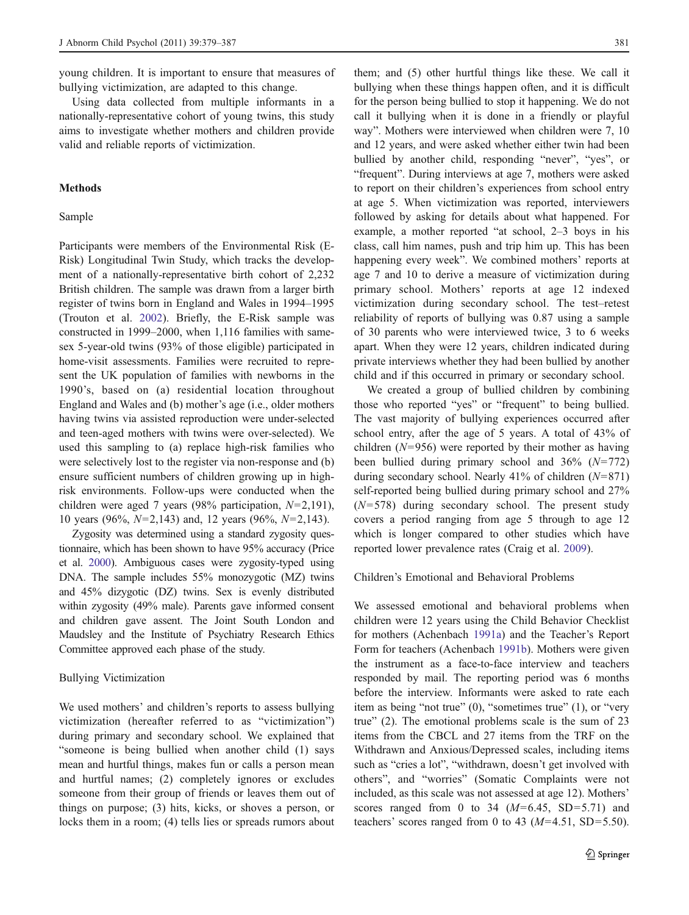young children. It is important to ensure that measures of bullying victimization, are adapted to this change.

Using data collected from multiple informants in a nationally-representative cohort of young twins, this study aims to investigate whether mothers and children provide valid and reliable reports of victimization.

## Methods

### Sample

Participants were members of the Environmental Risk (E-Risk) Longitudinal Twin Study, which tracks the development of a nationally-representative birth cohort of 2,232 British children. The sample was drawn from a larger birth register of twins born in England and Wales in 1994–1995 (Trouton et al. 2002). Briefly, the E-Risk sample was constructed in 1999–2000, when 1,116 families with same-sex 5-year-old twins (93% of those eligible) participated in home-visit assessments. Families were recruited to represent the UK population of families with newborns in the 1990's, based on (a) residential location throughout England and Wales and (b) mother's age (i.e., older mothers having twins via assisted reproduction were under-selected and teen-aged mothers with twins were over-selected). We used this sampling to (a) replace high-risk families who were selectively lost to the register via non-response and (b) ensure sufficient numbers of children growing up in high-risk environments. Follow-ups were conducted when the children were aged 7 years (98% participation, $N=2{,}191$), 10 years (96%, $N=2{,}143$) and, 12 years (96%, $N=2{,}143$).

Zygosity was determined using a standard zygosity questionnaire, which has been shown to have 95% accuracy (Price et al. 2000). Ambiguous cases were zygosity-typed using DNA. The sample includes 55% monozygotic (MZ) twins and 45% dizygotic (DZ) twins. Sex is evenly distributed within zygosity (49% male). Parents gave informed consent and children gave assent. The Joint South London and Maudsley and the Institute of Psychiatry Research Ethics Committee approved each phase of the study.

### Bullying Victimization

We used mothers' and children's reports to assess bullying victimization (hereafter referred to as "victimization") during primary and secondary school. We explained that "someone is being bullied when another child (1) says mean and hurtful things, makes fun or calls a person mean and hurtful names; (2) completely ignores or excludes someone from their group of friends or leaves them out of things on purpose; (3) hits, kicks, or shoves a person, or locks them in a room; (4) tells lies or spreads rumors about them; and (5) other hurtful things like these. We call it bullying when these things happen often, and it is difficult for the person being bullied to stop it happening. We do not call it bullying when it is done in a friendly or playful way". Mothers were interviewed when children were 7, 10 and 12 years, and were asked whether either twin had been bullied by another child, responding "never", "yes", or "frequent". During interviews at age 7, mothers were asked to report on their children's experiences from school entry at age 5. When victimization was reported, interviewers followed by asking for details about what happened. For example, a mother reported "at school, 2–3 boys in his class, call him names, push and trip him up. This has been happening every week". We combined mothers' reports at age 7 and 10 to derive a measure of victimization during primary school. Mothers' reports at age 12 indexed victimization during secondary school. The test–retest reliability of reports of bullying was 0.87 using a sample of 30 parents who were interviewed twice, 3 to 6 weeks apart. When they were 12 years, children indicated during private interviews whether they had been bullied by another child and if this occurred in primary or secondary school.

We created a group of bullied children by combining those who reported "yes" or "frequent" to being bullied. The vast majority of bullying experiences occurred after school entry, after the age of 5 years. A total of 43% of children ($N=956$) were reported by their mother as having been bullied during primary school and 36% ($N=772$) during secondary school. Nearly 41% of children ($N=871$) self-reported being bullied during primary school and 27% ($N=578$) during secondary school. The present study covers a period ranging from age 5 through to age 12 which is longer compared to other studies which have reported lower prevalence rates (Craig et al. 2009).

### Children's Emotional and Behavioral Problems

We assessed emotional and behavioral problems when children were 12 years using the Child Behavior Checklist for mothers (Achenbach 1991a) and the Teacher's Report Form for teachers (Achenbach 1991b). Mothers were given the instrument as a face-to-face interview and teachers responded by mail. The reporting period was 6 months before the interview. Informants were asked to rate each item as being "not true" (0), "sometimes true" (1), or "very true" (2). The emotional problems scale is the sum of 23 items from the CBCL and 27 items from the TRF on the Withdrawn and Anxious/Depressed scales, including items such as "cries a lot", "withdrawn, doesn't get involved with others", and "worries" (Somatic Complaints were not included, as this scale was not assessed at age 12). Mothers' scores ranged from 0 to 34 ($M=6.45$, $SD=5.71$) and teachers' scores ranged from 0 to 43 ($M=4.51$, $SD=5.50$).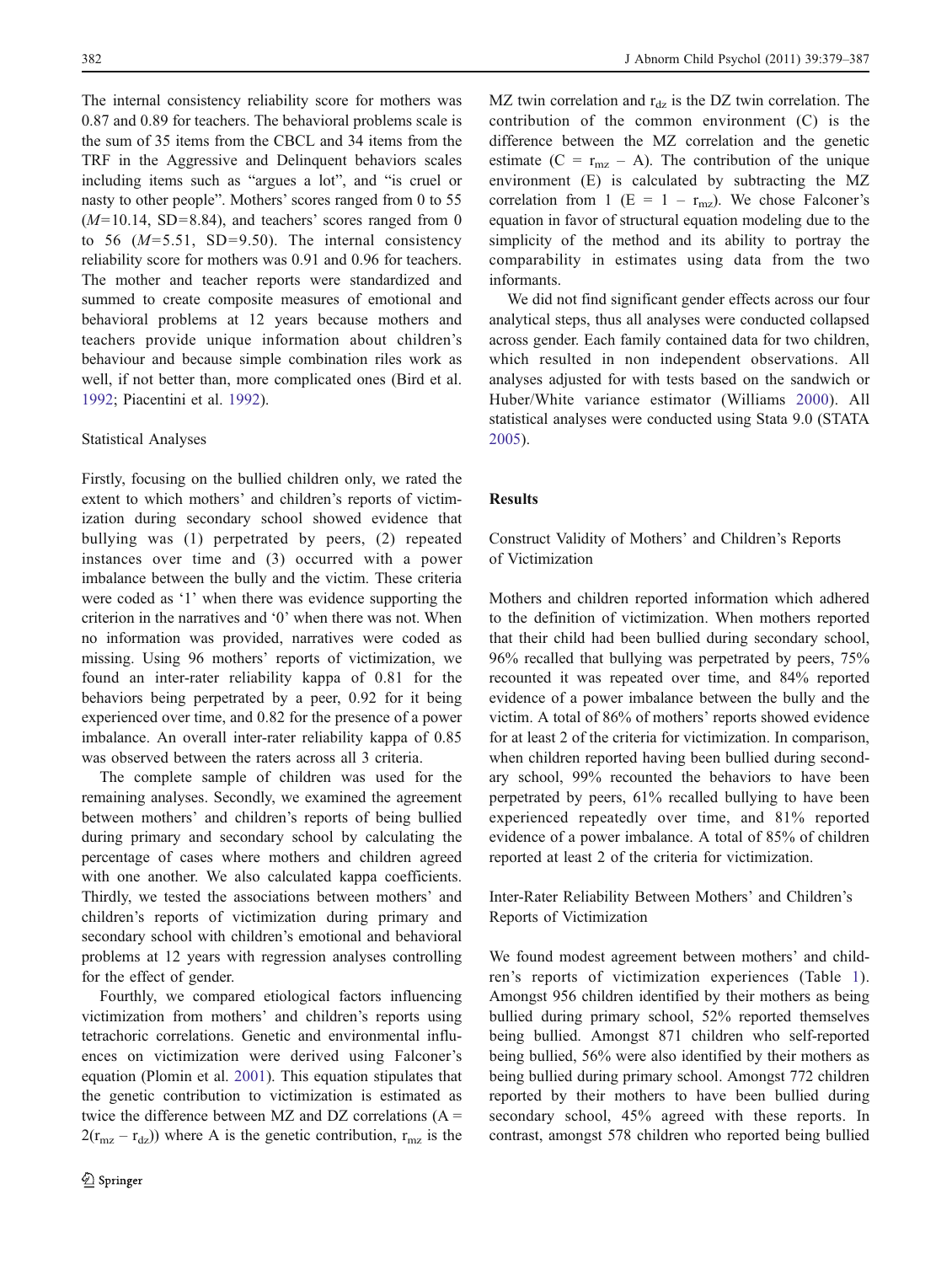The internal consistency reliability score for mothers was 0.87 and 0.89 for teachers. The behavioral problems scale is the sum of 35 items from the CBCL and 34 items from the TRF in the Aggressive and Delinquent behaviors scales including items such as "argues a lot", and "is cruel or nasty to other people". Mothers' scores ranged from 0 to 55 ($M$=10.14, SD=8.84), and teachers' scores ranged from 0 to 56 ($M$=5.51, SD=9.50). The internal consistency reliability score for mothers was 0.91 and 0.96 for teachers. The mother and teacher reports were standardized and summed to create composite measures of emotional and behavioral problems at 12 years because mothers and teachers provide unique information about children's behaviour and because simple combination riles work as well, if not better than, more complicated ones (Bird et al. 1992; Piacentini et al. 1992).

### Statistical Analyses

Firstly, focusing on the bullied children only, we rated the extent to which mothers' and children's reports of victimization during secondary school showed evidence that bullying was (1) perpetrated by peers, (2) repeated instances over time and (3) occurred with a power imbalance between the bully and the victim. These criteria were coded as '1' when there was evidence supporting the criterion in the narratives and '0' when there was not. When no information was provided, narratives were coded as missing. Using 96 mothers' reports of victimization, we found an inter-rater reliability kappa of 0.81 for the behaviors being perpetrated by a peer, 0.92 for it being experienced over time, and 0.82 for the presence of a power imbalance. An overall inter-rater reliability kappa of 0.85 was observed between the raters across all 3 criteria.

The complete sample of children was used for the remaining analyses. Secondly, we examined the agreement between mothers' and children's reports of being bullied during primary and secondary school by calculating the percentage of cases where mothers and children agreed with one another. We also calculated kappa coefficients. Thirdly, we tested the associations between mothers' and children's reports of victimization during primary and secondary school with children's emotional and behavioral problems at 12 years with regression analyses controlling for the effect of gender.

Fourthly, we compared etiological factors influencing victimization from mothers' and children's reports using tetrachoric correlations. Genetic and environmental influences on victimization were derived using Falconer's equation (Plomin et al. 2001). This equation stipulates that the genetic contribution to victimization is estimated as twice the difference between MZ and DZ correlations ($A = 2(r_{mz} - r_{dz})$) where A is the genetic contribution, $r_{mz}$ is the MZ twin correlation and $r_{dz}$ is the DZ twin correlation. The contribution of the common environment (C) is the difference between the MZ correlation and the genetic estimate ($C = r_{mz} - A$). The contribution of the unique environment (E) is calculated by subtracting the MZ correlation from 1 ($E = 1 - r_{mz}$). We chose Falconer's equation in favor of structural equation modeling due to the simplicity of the method and its ability to portray the comparability in estimates using data from the two informants.

We did not find significant gender effects across our four analytical steps, thus all analyses were conducted collapsed across gender. Each family contained data for two children, which resulted in non independent observations. All analyses adjusted for with tests based on the sandwich or Huber/White variance estimator (Williams 2000). All statistical analyses were conducted using Stata 9.0 (STATA 2005).

## Results

### Construct Validity of Mothers' and Children's Reports of Victimization

Mothers and children reported information which adhered to the definition of victimization. When mothers reported that their child had been bullied during secondary school, 96% recalled that bullying was perpetrated by peers, 75% recounted it was repeated over time, and 84% reported evidence of a power imbalance between the bully and the victim. A total of 86% of mothers' reports showed evidence for at least 2 of the criteria for victimization. In comparison, when children reported having been bullied during secondary school, 99% recounted the behaviors to have been perpetrated by peers, 61% recalled bullying to have been experienced repeatedly over time, and 81% reported evidence of a power imbalance. A total of 85% of children reported at least 2 of the criteria for victimization.

### Inter-Rater Reliability Between Mothers' and Children's Reports of Victimization

We found modest agreement between mothers' and children's reports of victimization experiences (Table 1). Amongst 956 children identified by their mothers as being bullied during primary school, 52% reported themselves being bullied. Amongst 871 children who self-reported being bullied, 56% were also identified by their mothers as being bullied during primary school. Amongst 772 children reported by their mothers to have been bullied during secondary school, 45% agreed with these reports. In contrast, amongst 578 children who reported being bullied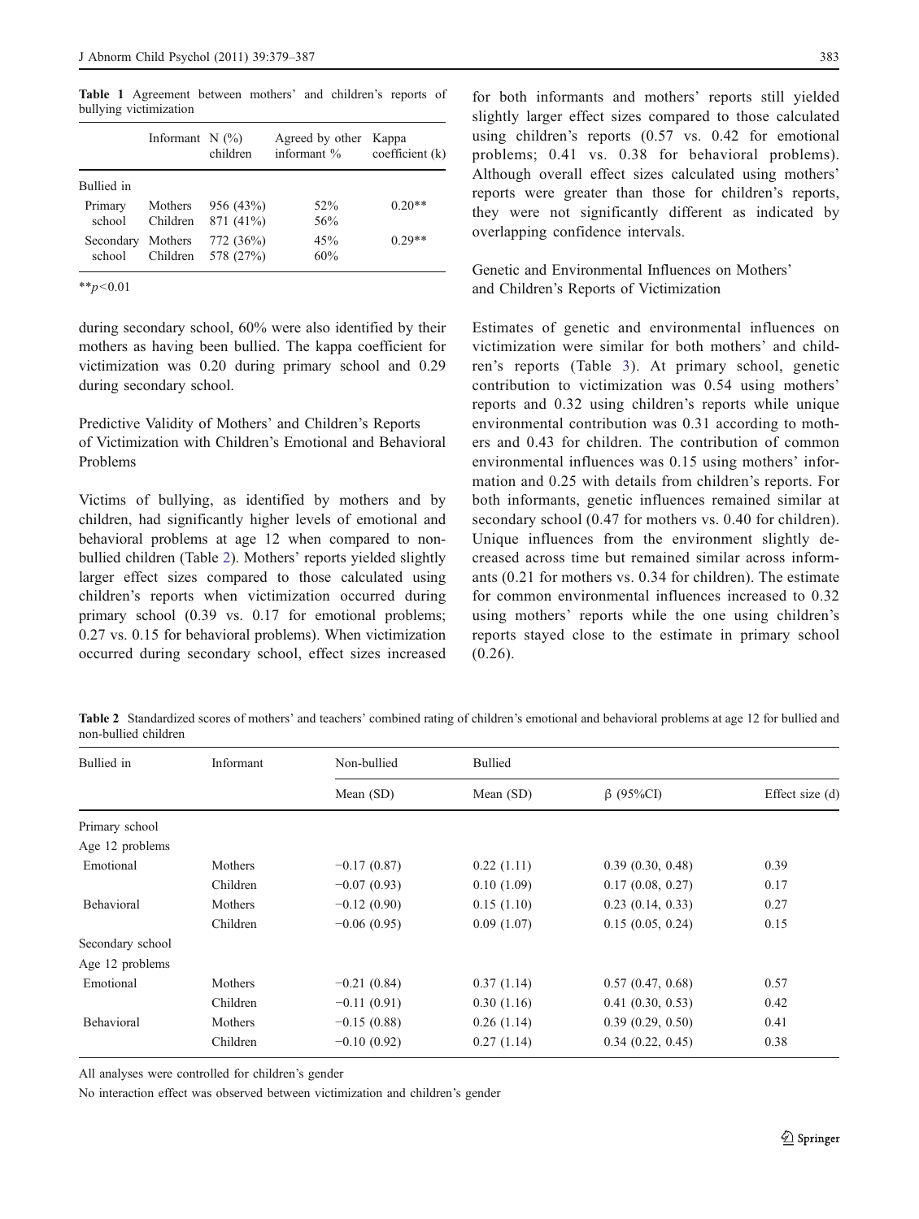**Table 1** Agreement between mothers' and children's reports of bullying victimization

| | Informant | N (%) children | Agreed by other informant % | Kappa coefficient (k) |
|---|---|---|---|---|
| Bullied in | | | | |
| Primary school | Mothers | 956 (43%) | 52% | 0.20** |
| | Children | 871 (41%) | 56% | |
| Secondary school | Mothers | 772 (36%) | 45% | 0.29** |
| | Children | 578 (27%) | 60% | |

**$p<0.01$

during secondary school, 60% were also identified by their mothers as having been bullied. The kappa coefficient for victimization was 0.20 during primary school and 0.29 during secondary school.

### Predictive Validity of Mothers' and Children's Reports of Victimization with Children's Emotional and Behavioral Problems

Victims of bullying, as identified by mothers and by children, had significantly higher levels of emotional and behavioral problems at age 12 when compared to non-bullied children (Table 2). Mothers' reports yielded slightly larger effect sizes compared to those calculated using children's reports when victimization occurred during primary school (0.39 vs. 0.17 for emotional problems; 0.27 vs. 0.15 for behavioral problems). When victimization occurred during secondary school, effect sizes increased for both informants and mothers' reports still yielded slightly larger effect sizes compared to those calculated using children's reports (0.57 vs. 0.42 for emotional problems; 0.41 vs. 0.38 for behavioral problems). Although overall effect sizes calculated using mothers' reports were greater than those for children's reports, they were not significantly different as indicated by overlapping confidence intervals.

### Genetic and Environmental Influences on Mothers' and Children's Reports of Victimization

Estimates of genetic and environmental influences on victimization were similar for both mothers' and children's reports (Table 3). At primary school, genetic contribution to victimization was 0.54 using mothers' reports and 0.32 using children's reports while unique environmental contribution was 0.31 according to mothers and 0.43 for children. The contribution of common environmental influences was 0.15 using mothers' information and 0.25 with details from children's reports. For both informants, genetic influences remained similar at secondary school (0.47 for mothers vs. 0.40 for children). Unique influences from the environment slightly decreased across time but remained similar across informants (0.21 for mothers vs. 0.34 for children). The estimate for common environmental influences increased to 0.32 using mothers' reports while the one using children's reports stayed close to the estimate in primary school (0.26).

**Table 2** Standardized scores of mothers' and teachers' combined rating of children's emotional and behavioral problems at age 12 for bullied and non-bullied children

| Bullied in | Informant | Non-bullied | Bullied | | |
|---|---|---|---|---|---|
| | | Mean (SD) | Mean (SD) | β (95%CI) | Effect size (d) |
| Primary school | | | | | |
| Age 12 problems | | | | | |
| Emotional | Mothers | −0.17 (0.87) | 0.22 (1.11) | 0.39 (0.30, 0.48) | 0.39 |
| | Children | −0.07 (0.93) | 0.10 (1.09) | 0.17 (0.08, 0.27) | 0.17 |
| Behavioral | Mothers | −0.12 (0.90) | 0.15 (1.10) | 0.23 (0.14, 0.33) | 0.27 |
| | Children | −0.06 (0.95) | 0.09 (1.07) | 0.15 (0.05, 0.24) | 0.15 |
| Secondary school | | | | | |
| Age 12 problems | | | | | |
| Emotional | Mothers | −0.21 (0.84) | 0.37 (1.14) | 0.57 (0.47, 0.68) | 0.57 |
| | Children | −0.11 (0.91) | 0.30 (1.16) | 0.41 (0.30, 0.53) | 0.42 |
| Behavioral | Mothers | −0.15 (0.88) | 0.26 (1.14) | 0.39 (0.29, 0.50) | 0.41 |
| | Children | −0.10 (0.92) | 0.27 (1.14) | 0.34 (0.22, 0.45) | 0.38 |

All analyses were controlled for children's gender

No interaction effect was observed between victimization and children's gender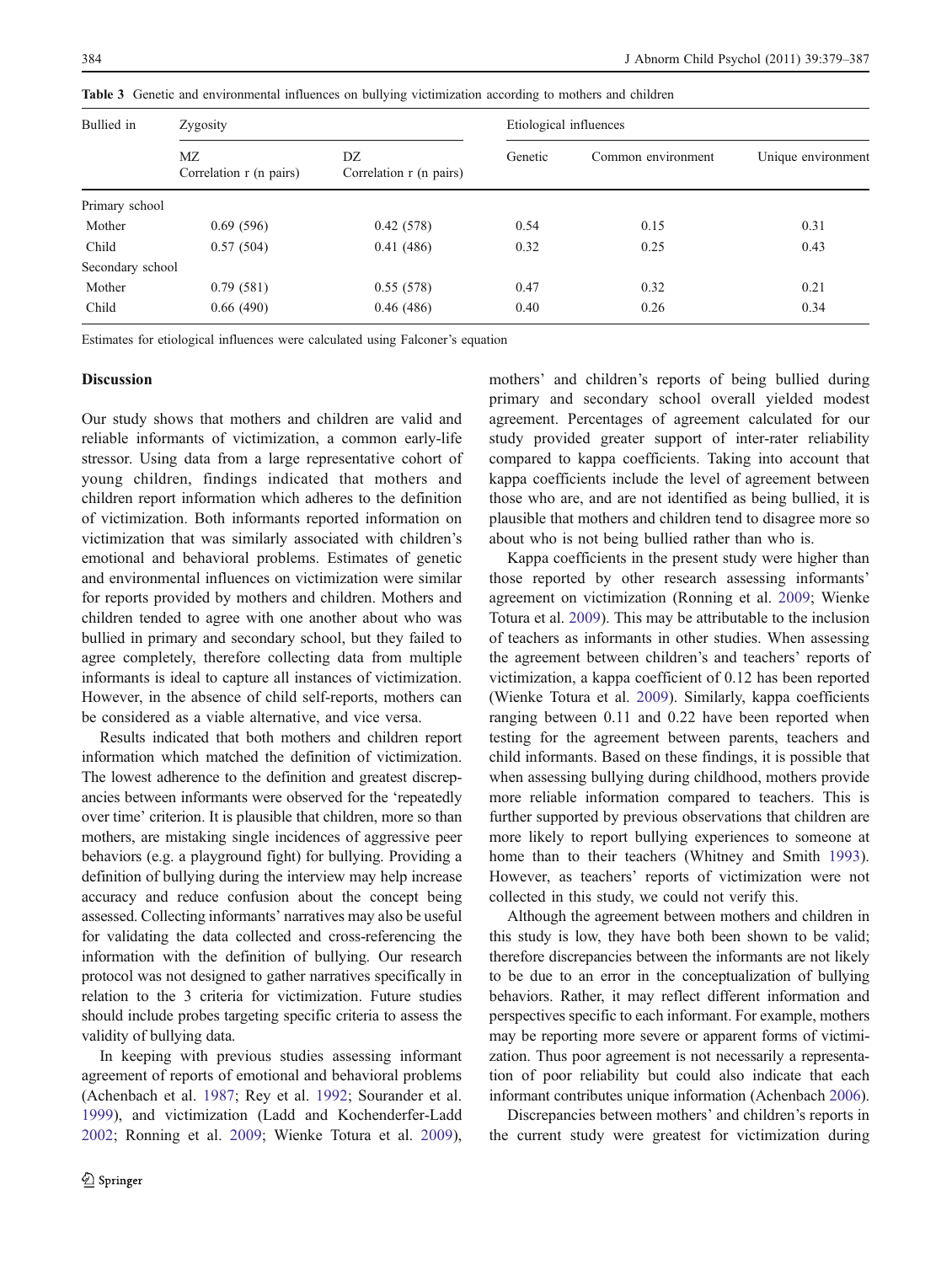**Table 3** Genetic and environmental influences on bullying victimization according to mothers and children

| Bullied in | Zygosity | | Etiological influences | | |
|---|---|---|---|---|---|
| | MZ Correlation r (n pairs) | DZ Correlation r (n pairs) | Genetic | Common environment | Unique environment |
| Primary school | | | | | |
| Mother | 0.69 (596) | 0.42 (578) | 0.54 | 0.15 | 0.31 |
| Child | 0.57 (504) | 0.41 (486) | 0.32 | 0.25 | 0.43 |
| Secondary school | | | | | |
| Mother | 0.79 (581) | 0.55 (578) | 0.47 | 0.32 | 0.21 |
| Child | 0.66 (490) | 0.46 (486) | 0.40 | 0.26 | 0.34 |

Estimates for etiological influences were calculated using Falconer's equation

## Discussion

Our study shows that mothers and children are valid and reliable informants of victimization, a common early-life stressor. Using data from a large representative cohort of young children, findings indicated that mothers and children report information which adheres to the definition of victimization. Both informants reported information on victimization that was similarly associated with children's emotional and behavioral problems. Estimates of genetic and environmental influences on victimization were similar for reports provided by mothers and children. Mothers and children tended to agree with one another about who was bullied in primary and secondary school, but they failed to agree completely, therefore collecting data from multiple informants is ideal to capture all instances of victimization. However, in the absence of child self-reports, mothers can be considered as a viable alternative, and vice versa.

Results indicated that both mothers and children report information which matched the definition of victimization. The lowest adherence to the definition and greatest discrepancies between informants were observed for the 'repeatedly over time' criterion. It is plausible that children, more so than mothers, are mistaking single incidences of aggressive peer behaviors (e.g. a playground fight) for bullying. Providing a definition of bullying during the interview may help increase accuracy and reduce confusion about the concept being assessed. Collecting informants' narratives may also be useful for validating the data collected and cross-referencing the information with the definition of bullying. Our research protocol was not designed to gather narratives specifically in relation to the 3 criteria for victimization. Future studies should include probes targeting specific criteria to assess the validity of bullying data.

In keeping with previous studies assessing informant agreement of reports of emotional and behavioral problems (Achenbach et al. 1987; Rey et al. 1992; Sourander et al. 1999), and victimization (Ladd and Kochenderfer-Ladd 2002; Ronning et al. 2009; Wienke Totura et al. 2009), mothers' and children's reports of being bullied during primary and secondary school overall yielded modest agreement. Percentages of agreement calculated for our study provided greater support of inter-rater reliability compared to kappa coefficients. Taking into account that kappa coefficients include the level of agreement between those who are, and are not identified as being bullied, it is plausible that mothers and children tend to disagree more so about who is not being bullied rather than who is.

Kappa coefficients in the present study were higher than those reported by other research assessing informants' agreement on victimization (Ronning et al. 2009; Wienke Totura et al. 2009). This may be attributable to the inclusion of teachers as informants in other studies. When assessing the agreement between children's and teachers' reports of victimization, a kappa coefficient of 0.12 has been reported (Wienke Totura et al. 2009). Similarly, kappa coefficients ranging between 0.11 and 0.22 have been reported when testing for the agreement between parents, teachers and child informants. Based on these findings, it is possible that when assessing bullying during childhood, mothers provide more reliable information compared to teachers. This is further supported by previous observations that children are more likely to report bullying experiences to someone at home than to their teachers (Whitney and Smith 1993). However, as teachers' reports of victimization were not collected in this study, we could not verify this.

Although the agreement between mothers and children in this study is low, they have both been shown to be valid; therefore discrepancies between the informants are not likely to be due to an error in the conceptualization of bullying behaviors. Rather, it may reflect different information and perspectives specific to each informant. For example, mothers may be reporting more severe or apparent forms of victimization. Thus poor agreement is not necessarily a representation of poor reliability but could also indicate that each informant contributes unique information (Achenbach 2006).

Discrepancies between mothers' and children's reports in the current study were greatest for victimization during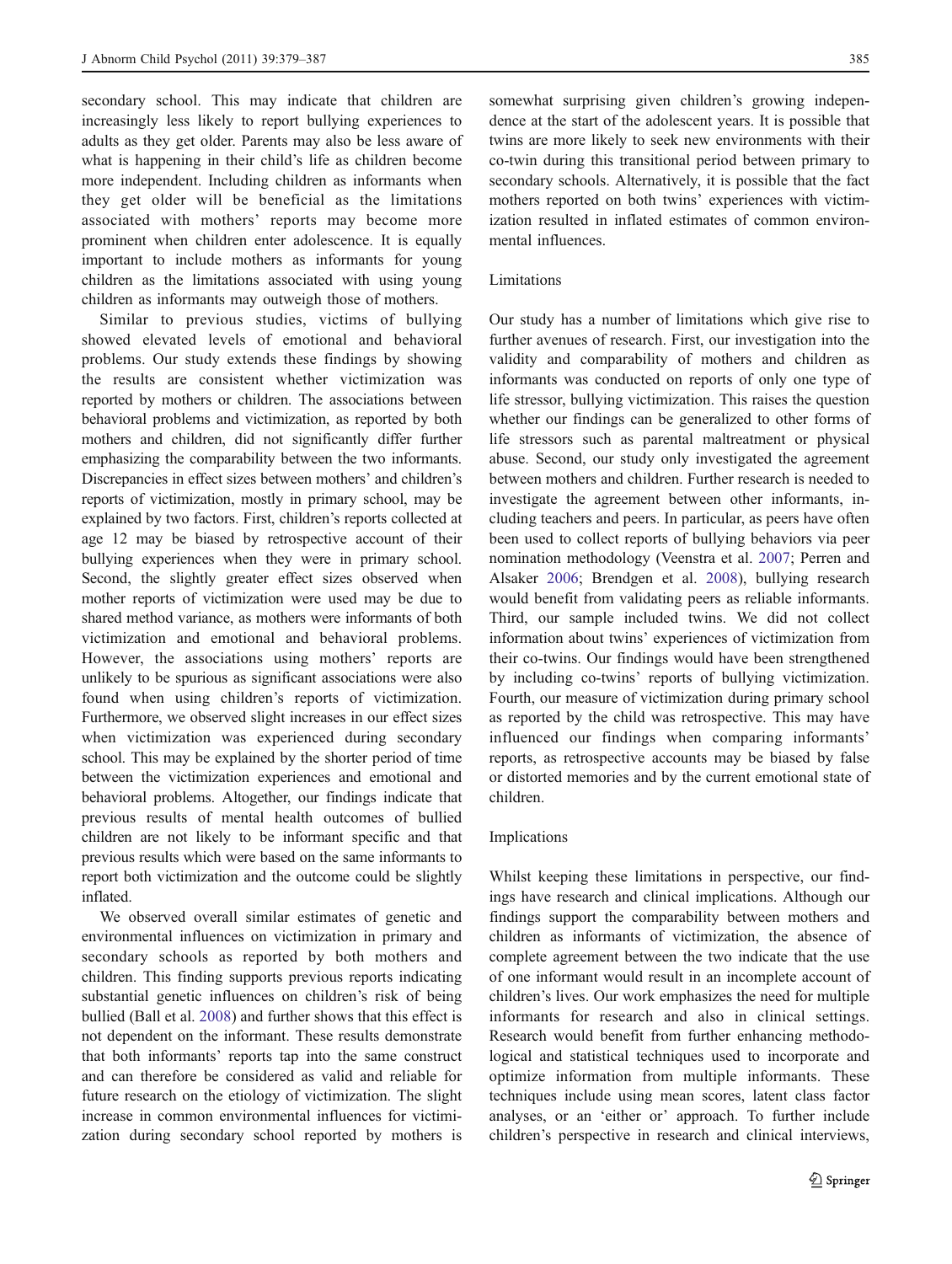secondary school. This may indicate that children are increasingly less likely to report bullying experiences to adults as they get older. Parents may also be less aware of what is happening in their child's life as children become more independent. Including children as informants when they get older will be beneficial as the limitations associated with mothers' reports may become more prominent when children enter adolescence. It is equally important to include mothers as informants for young children as the limitations associated with using young children as informants may outweigh those of mothers.

Similar to previous studies, victims of bullying showed elevated levels of emotional and behavioral problems. Our study extends these findings by showing the results are consistent whether victimization was reported by mothers or children. The associations between behavioral problems and victimization, as reported by both mothers and children, did not significantly differ further emphasizing the comparability between the two informants. Discrepancies in effect sizes between mothers' and children's reports of victimization, mostly in primary school, may be explained by two factors. First, children's reports collected at age 12 may be biased by retrospective account of their bullying experiences when they were in primary school. Second, the slightly greater effect sizes observed when mother reports of victimization were used may be due to shared method variance, as mothers were informants of both victimization and emotional and behavioral problems. However, the associations using mothers' reports are unlikely to be spurious as significant associations were also found when using children's reports of victimization. Furthermore, we observed slight increases in our effect sizes when victimization was experienced during secondary school. This may be explained by the shorter period of time between the victimization experiences and emotional and behavioral problems. Altogether, our findings indicate that previous results of mental health outcomes of bullied children are not likely to be informant specific and that previous results which were based on the same informants to report both victimization and the outcome could be slightly inflated.

We observed overall similar estimates of genetic and environmental influences on victimization in primary and secondary schools as reported by both mothers and children. This finding supports previous reports indicating substantial genetic influences on children's risk of being bullied (Ball et al. 2008) and further shows that this effect is not dependent on the informant. These results demonstrate that both informants' reports tap into the same construct and can therefore be considered as valid and reliable for future research on the etiology of victimization. The slight increase in common environmental influences for victimization during secondary school reported by mothers is somewhat surprising given children's growing independence at the start of the adolescent years. It is possible that twins are more likely to seek new environments with their co-twin during this transitional period between primary to secondary schools. Alternatively, it is possible that the fact mothers reported on both twins' experiences with victimization resulted in inflated estimates of common environmental influences.

## Limitations

Our study has a number of limitations which give rise to further avenues of research. First, our investigation into the validity and comparability of mothers and children as informants was conducted on reports of only one type of life stressor, bullying victimization. This raises the question whether our findings can be generalized to other forms of life stressors such as parental maltreatment or physical abuse. Second, our study only investigated the agreement between mothers and children. Further research is needed to investigate the agreement between other informants, including teachers and peers. In particular, as peers have often been used to collect reports of bullying behaviors via peer nomination methodology (Veenstra et al. 2007; Perren and Alsaker 2006; Brendgen et al. 2008), bullying research would benefit from validating peers as reliable informants. Third, our sample included twins. We did not collect information about twins' experiences of victimization from their co-twins. Our findings would have been strengthened by including co-twins' reports of bullying victimization. Fourth, our measure of victimization during primary school as reported by the child was retrospective. This may have influenced our findings when comparing informants' reports, as retrospective accounts may be biased by false or distorted memories and by the current emotional state of children.

## Implications

Whilst keeping these limitations in perspective, our findings have research and clinical implications. Although our findings support the comparability between mothers and children as informants of victimization, the absence of complete agreement between the two indicate that the use of one informant would result in an incomplete account of children's lives. Our work emphasizes the need for multiple informants for research and also in clinical settings. Research would benefit from further enhancing methodological and statistical techniques used to incorporate and optimize information from multiple informants. These techniques include using mean scores, latent class factor analyses, or an 'either or' approach. To further include children's perspective in research and clinical interviews,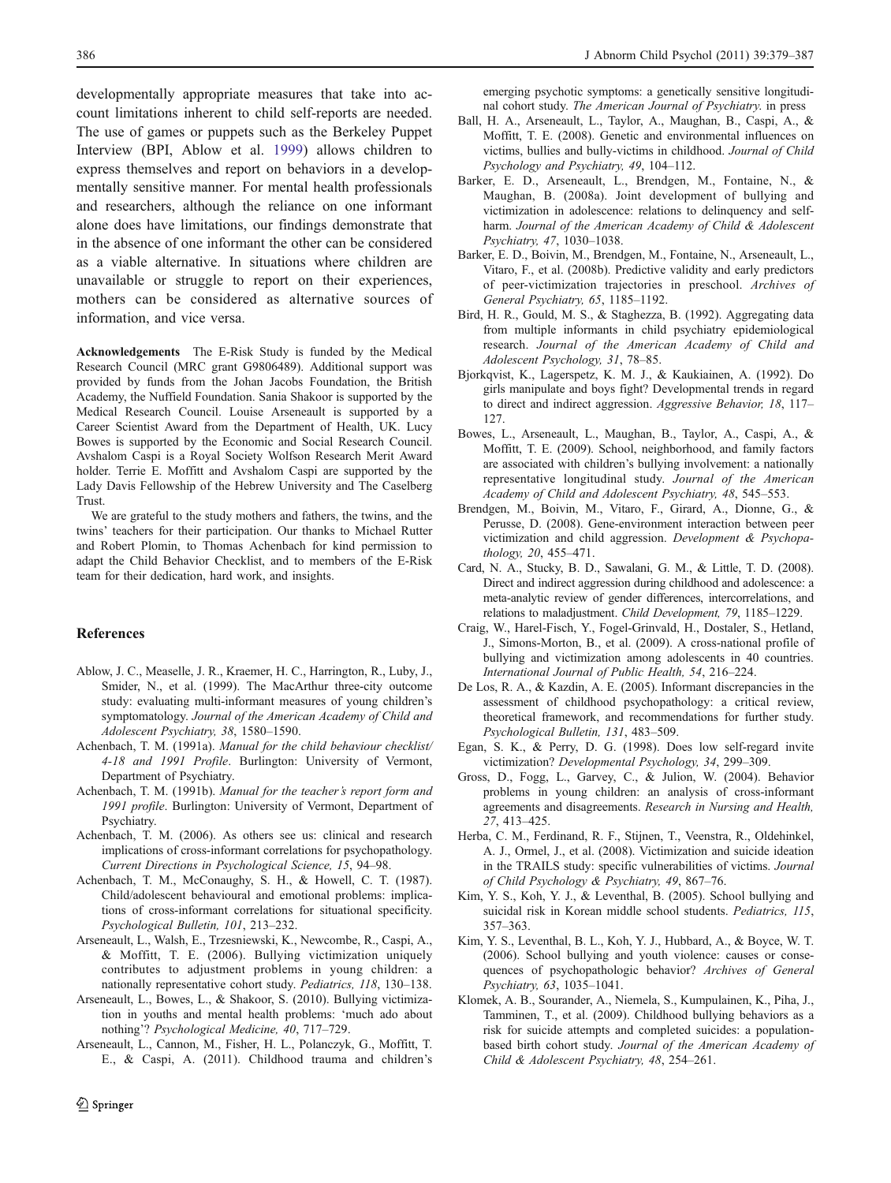developmentally appropriate measures that take into account limitations inherent to child self-reports are needed. The use of games or puppets such as the Berkeley Puppet Interview (BPI, Ablow et al. 1999) allows children to express themselves and report on behaviors in a developmentally sensitive manner. For mental health professionals and researchers, although the reliance on one informant alone does have limitations, our findings demonstrate that in the absence of one informant the other can be considered as a viable alternative. In situations where children are unavailable or struggle to report on their experiences, mothers can be considered as alternative sources of information, and vice versa.

**Acknowledgements** The E-Risk Study is funded by the Medical Research Council (MRC grant G9806489). Additional support was provided by funds from the Johan Jacobs Foundation, the British Academy, the Nuffield Foundation. Sania Shakoor is supported by the Medical Research Council. Louise Arseneault is supported by a Career Scientist Award from the Department of Health, UK. Lucy Bowes is supported by the Economic and Social Research Council. Avshalom Caspi is a Royal Society Wolfson Research Merit Award holder. Terrie E. Moffitt and Avshalom Caspi are supported by the Lady Davis Fellowship of the Hebrew University and The Caselberg Trust.

We are grateful to the study mothers and fathers, the twins, and the twins' teachers for their participation. Our thanks to Michael Rutter and Robert Plomin, to Thomas Achenbach for kind permission to adapt the Child Behavior Checklist, and to members of the E-Risk team for their dedication, hard work, and insights.

## References

- Ablow, J. C., Measelle, J. R., Kraemer, H. C., Harrington, R., Luby, J., Smider, N., et al. (1999). The MacArthur three-city outcome study: evaluating multi-informant measures of young children's symptomatology. *Journal of the American Academy of Child and Adolescent Psychiatry, 38*, 1580–1590.
- Achenbach, T. M. (1991a). *Manual for the child behaviour checklist/ 4-18 and 1991 Profile*. Burlington: University of Vermont, Department of Psychiatry.
- Achenbach, T. M. (1991b). *Manual for the teacher's report form and 1991 profile*. Burlington: University of Vermont, Department of Psychiatry.
- Achenbach, T. M. (2006). As others see us: clinical and research implications of cross-informant correlations for psychopathology. *Current Directions in Psychological Science, 15*, 94–98.
- Achenbach, T. M., McConaughy, S. H., & Howell, C. T. (1987). Child/adolescent behavioural and emotional problems: implications of cross-informant correlations for situational specificity. *Psychological Bulletin, 101*, 213–232.
- Arseneault, L., Walsh, E., Trzesniewski, K., Newcombe, R., Caspi, A., & Moffitt, T. E. (2006). Bullying victimization uniquely contributes to adjustment problems in young children: a nationally representative cohort study. *Pediatrics, 118*, 130–138.
- Arseneault, L., Bowes, L., & Shakoor, S. (2010). Bullying victimization in youths and mental health problems: 'much ado about nothing'? *Psychological Medicine, 40*, 717–729.
- Arseneault, L., Cannon, M., Fisher, H. L., Polanczyk, G., Moffitt, T. E., & Caspi, A. (2011). Childhood trauma and children's emerging psychotic symptoms: a genetically sensitive longitudinal cohort study. *The American Journal of Psychiatry*. in press
- Ball, H. A., Arseneault, L., Taylor, A., Maughan, B., Caspi, A., & Moffitt, T. E. (2008). Genetic and environmental influences on victims, bullies and bully-victims in childhood. *Journal of Child Psychology and Psychiatry, 49*, 104–112.
- Barker, E. D., Arseneault, L., Brendgen, M., Fontaine, N., & Maughan, B. (2008a). Joint development of bullying and victimization in adolescence: relations to delinquency and self-harm. *Journal of the American Academy of Child & Adolescent Psychiatry, 47*, 1030–1038.
- Barker, E. D., Boivin, M., Brendgen, M., Fontaine, N., Arseneault, L., Vitaro, F., et al. (2008b). Predictive validity and early predictors of peer-victimization trajectories in preschool. *Archives of General Psychiatry, 65*, 1185–1192.
- Bird, H. R., Gould, M. S., & Staghezza, B. (1992). Aggregating data from multiple informants in child psychiatry epidemiological research. *Journal of the American Academy of Child and Adolescent Psychology, 31*, 78–85.
- Bjorkqvist, K., Lagerspetz, K. M. J., & Kaukiainen, A. (1992). Do girls manipulate and boys fight? Developmental trends in regard to direct and indirect aggression. *Aggressive Behavior, 18*, 117–127.
- Bowes, L., Arseneault, L., Maughan, B., Taylor, A., Caspi, A., & Moffitt, T. E. (2009). School, neighborhood, and family factors are associated with children's bullying involvement: a nationally representative longitudinal study. *Journal of the American Academy of Child and Adolescent Psychiatry, 48*, 545–553.
- Brendgen, M., Boivin, M., Vitaro, F., Girard, A., Dionne, G., & Perusse, D. (2008). Gene-environment interaction between peer victimization and child aggression. *Development & Psychopathology, 20*, 455–471.
- Card, N. A., Stucky, B. D., Sawalani, G. M., & Little, T. D. (2008). Direct and indirect aggression during childhood and adolescence: a meta-analytic review of gender differences, intercorrelations, and relations to maladjustment. *Child Development, 79*, 1185–1229.
- Craig, W., Harel-Fisch, Y., Fogel-Grinvald, H., Dostaler, S., Hetland, J., Simons-Morton, B., et al. (2009). A cross-national profile of bullying and victimization among adolescents in 40 countries. *International Journal of Public Health, 54*, 216–224.
- De Los, R. A., & Kazdin, A. E. (2005). Informant discrepancies in the assessment of childhood psychopathology: a critical review, theoretical framework, and recommendations for further study. *Psychological Bulletin, 131*, 483–509.
- Egan, S. K., & Perry, D. G. (1998). Does low self-regard invite victimization? *Developmental Psychology, 34*, 299–309.
- Gross, D., Fogg, L., Garvey, C., & Julion, W. (2004). Behavior problems in young children: an analysis of cross-informant agreements and disagreements. *Research in Nursing and Health, 27*, 413–425.
- Herba, C. M., Ferdinand, R. F., Stijnen, T., Veenstra, R., Oldehinkel, A. J., Ormel, J., et al. (2008). Victimization and suicide ideation in the TRAILS study: specific vulnerabilities of victims. *Journal of Child Psychology & Psychiatry, 49*, 867–76.
- Kim, Y. S., Koh, Y. J., & Leventhal, B. (2005). School bullying and suicidal risk in Korean middle school students. *Pediatrics, 115*, 357–363.
- Kim, Y. S., Leventhal, B. L., Koh, Y. J., Hubbard, A., & Boyce, W. T. (2006). School bullying and youth violence: causes or consequences of psychopathologic behavior? *Archives of General Psychiatry, 63*, 1035–1041.
- Klomek, A. B., Sourander, A., Niemela, S., Kumpulainen, K., Piha, J., Tamminen, T., et al. (2009). Childhood bullying behaviors as a risk for suicide attempts and completed suicides: a population-based birth cohort study. *Journal of the American Academy of Child & Adolescent Psychiatry, 48*, 254–261.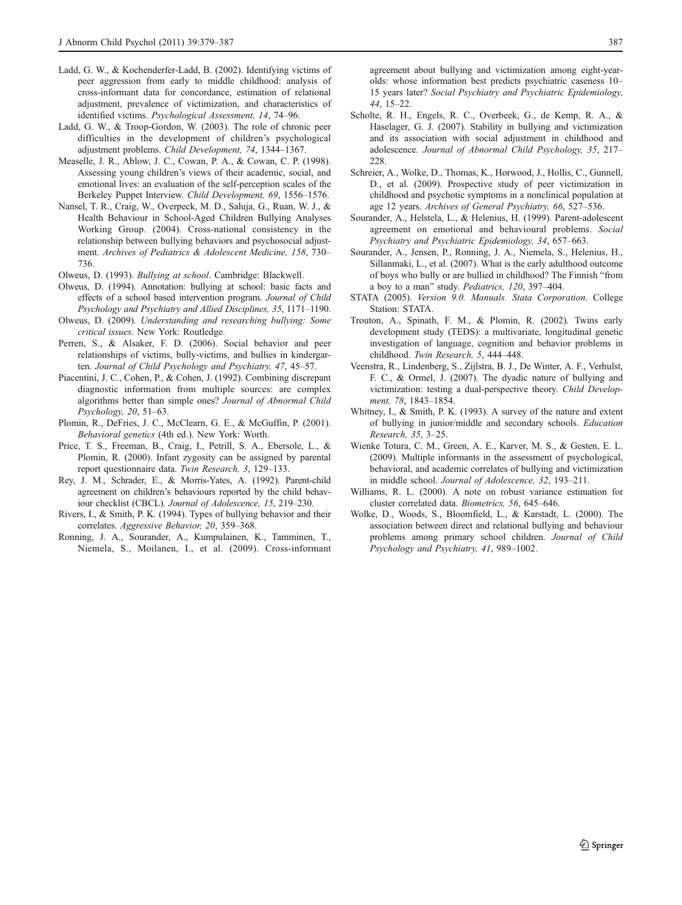Ladd, G. W., & Kochenderfer-Ladd, B. (2002). Identifying victims of peer aggression from early to middle childhood: analysis of cross-informant data for concordance, estimation of relational adjustment, prevalence of victimization, and characteristics of identified victims. *Psychological Assessment, 14*, 74–96.

Ladd, G. W., & Troop-Gordon, W. (2003). The role of chronic peer difficulties in the development of children's psychological adjustment problems. *Child Development, 74*, 1344–1367.

Measelle, J. R., Ablow, J. C., Cowan, P. A., & Cowan, C. P. (1998). Assessing young children's views of their academic, social, and emotional lives: an evaluation of the self-perception scales of the Berkeley Puppet Interview. *Child Development, 69*, 1556–1576.

Nansel, T. R., Craig, W., Overpeck, M. D., Saluja, G., Ruan, W. J., & Health Behaviour in School-Aged Children Bullying Analyses Working Group. (2004). Cross-national consistency in the relationship between bullying behaviors and psychosocial adjustment. *Archives of Pediatrics & Adolescent Medicine, 158*, 730–736.

Olweus, D. (1993). *Bullying at school*. Cambridge: Blackwell.

Olweus, D. (1994). Annotation: bullying at school: basic facts and effects of a school based intervention program. *Journal of Child Psychology and Psychiatry and Allied Disciplines, 35*, 1171–1190.

Olweus, D. (2009). *Understanding and researching bullying: Some critical issues*. New York: Routledge.

Perren, S., & Alsaker, F. D. (2006). Social behavior and peer relationships of victims, bully-victims, and bullies in kindergarten. *Journal of Child Psychology and Psychiatry, 47*, 45–57.

Piacentini, J. C., Cohen, P., & Cohen, J. (1992). Combining discrepant diagnostic information from multiple sources: are complex algorithms better than simple ones? *Journal of Abnormal Child Psychology, 20*, 51–63.

Plomin, R., DeFries, J. C., McClearn, G. E., & McGuffin, P. (2001). *Behavioral genetics* (4th ed.). New York: Worth.

Price, T. S., Freeman, B., Craig, I., Petrill, S. A., Ebersole, L., & Plomin, R. (2000). Infant zygosity can be assigned by parental report questionnaire data. *Twin Research, 3*, 129–133.

Rey, J. M., Schrader, E., & Morris-Yates, A. (1992). Parent-child agreement on children's behaviours reported by the child behaviour checklist (CBCL). *Journal of Adolescence, 15*, 219–230.

Rivers, I., & Smith, P. K. (1994). Types of bullying behavior and their correlates. *Aggressive Behavior, 20*, 359–368.

Ronning, J. A., Sourander, A., Kumpulainen, K., Tamminen, T., Niemela, S., Moilanen, I., et al. (2009). Cross-informant agreement about bullying and victimization among eight-year-olds: whose information best predicts psychiatric caseness 10–15 years later? *Social Psychiatry and Psychiatric Epidemiology, 44*, 15–22.

Scholte, R. H., Engels, R. C., Overbeek, G., de Kemp, R. A., & Haselager, G. J. (2007). Stability in bullying and victimization and its association with social adjustment in childhood and adolescence. *Journal of Abnormal Child Psychology, 35*, 217–228.

Schreier, A., Wolke, D., Thomas, K., Horwood, J., Hollis, C., Gunnell, D., et al. (2009). Prospective study of peer victimization in childhood and psychotic symptoms in a nonclinical population at age 12 years. *Archives of General Psychiatry, 66*, 527–536.

Sourander, A., Helstela, L., & Helenius, H. (1999). Parent-adolescent agreement on emotional and behavioural problems. *Social Psychiatry and Psychiatric Epidemiology, 34*, 657–663.

Sourander, A., Jensen, P., Ronning, J. A., Niemela, S., Helenius, H., Sillanmaki, L., et al. (2007). What is the early adulthood outcome of boys who bully or are bullied in childhood? The Finnish "from a boy to a man" study. *Pediatrics, 120*, 397–404.

STATA (2005). *Version 9.0. Manuals. Stata Corporation*. College Station: STATA.

Trouton, A., Spinath, F. M., & Plomin, R. (2002). Twins early development study (TEDS): a multivariate, longitudinal genetic investigation of language, cognition and behavior problems in childhood. *Twin Research, 5*, 444–448.

Veenstra, R., Lindenberg, S., Zijlstra, B. J., De Winter, A. F., Verhulst, F. C., & Ormel, J. (2007). The dyadic nature of bullying and victimization: testing a dual-perspective theory. *Child Development, 78*, 1843–1854.

Whitney, I., & Smith, P. K. (1993). A survey of the nature and extent of bullying in junior/middle and secondary schools. *Education Research, 35*, 3–25.

Wienke Totura, C. M., Green, A. E., Karver, M. S., & Gesten, E. L. (2009). Multiple informants in the assessment of psychological, behavioral, and academic correlates of bullying and victimization in middle school. *Journal of Adolescence, 32*, 193–211.

Williams, R. L. (2000). A note on robust variance estimation for cluster correlated data. *Biometrics, 56*, 645–646.

Wolke, D., Woods, S., Bloomfield, L., & Karstadt, L. (2000). The association between direct and relational bullying and behaviour problems among primary school children. *Journal of Child Psychology and Psychiatry, 41*, 989–1002.